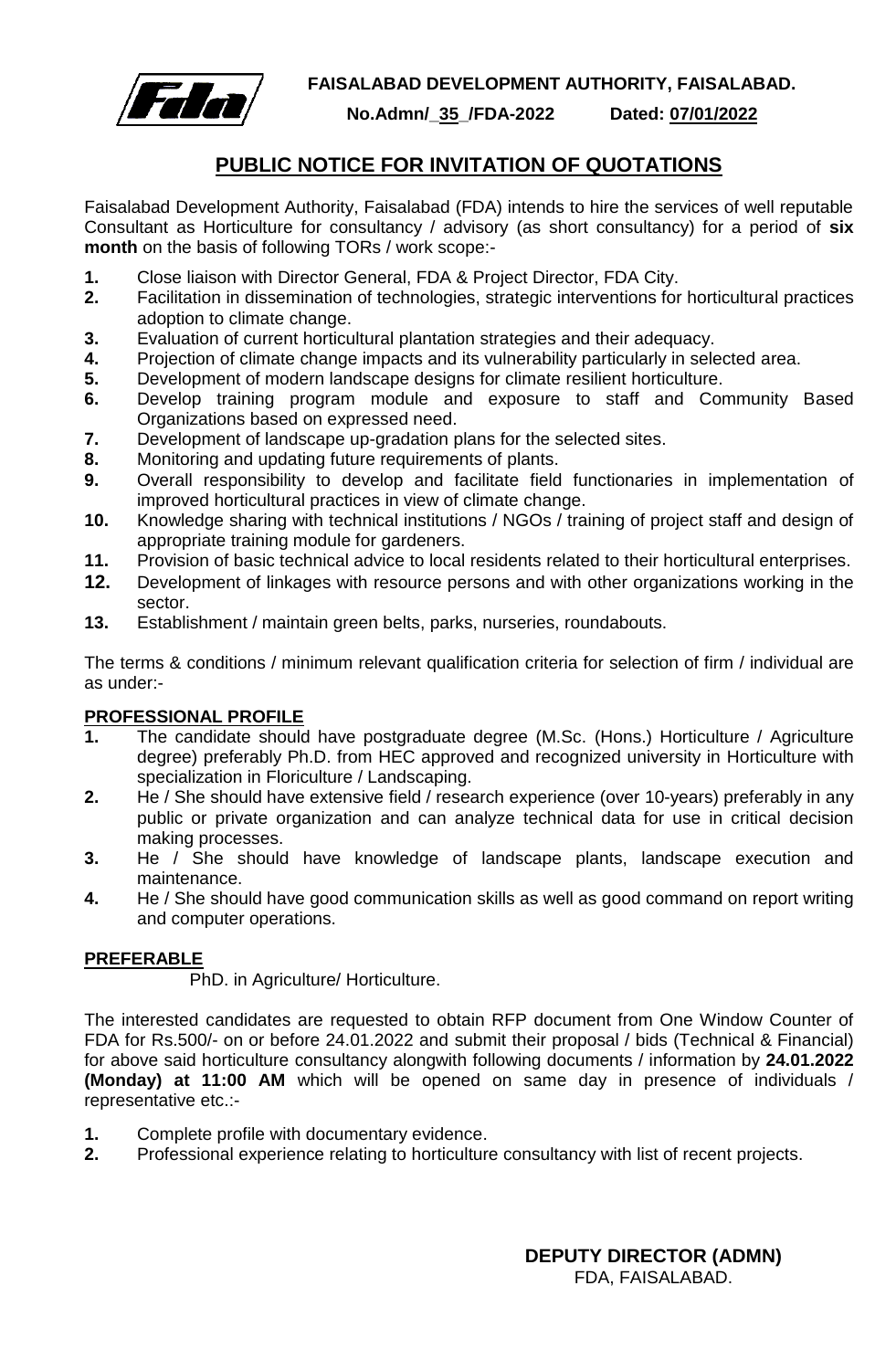**FAISALABAD DEVELOPMENT AUTHORITY, FAISALABAD.**

**No.Admn/_35_/FDA-2022** **Dated: 07/01/2022**

# PUBLIC NOTICE FOR INVITATION OF QUOTATIONS

Faisalabad Development Authority, Faisalabad (FDA) intends to hire the services of well reputable Consultant as Horticulture for consultancy / advisory (as short consultancy) for a period of **six month** on the basis of following TORs / work scope:-

1. Close liaison with Director General, FDA & Project Director, FDA City.
2. Facilitation in dissemination of technologies, strategic interventions for horticultural practices adoption to climate change.
3. Evaluation of current horticultural plantation strategies and their adequacy.
4. Projection of climate change impacts and its vulnerability particularly in selected area.
5. Development of modern landscape designs for climate resilient horticulture.
6. Develop training program module and exposure to staff and Community Based Organizations based on expressed need.
7. Development of landscape up-gradation plans for the selected sites.
8. Monitoring and updating future requirements of plants.
9. Overall responsibility to develop and facilitate field functionaries in implementation of improved horticultural practices in view of climate change.
10. Knowledge sharing with technical institutions / NGOs / training of project staff and design of appropriate training module for gardeners.
11. Provision of basic technical advice to local residents related to their horticultural enterprises.
12. Development of linkages with resource persons and with other organizations working in the sector.
13. Establishment / maintain green belts, parks, nurseries, roundabouts.

The terms & conditions / minimum relevant qualification criteria for selection of firm / individual are as under:-

## PROFESSIONAL PROFILE

1. The candidate should have postgraduate degree (M.Sc. (Hons.) Horticulture / Agriculture degree) preferably Ph.D. from HEC approved and recognized university in Horticulture with specialization in Floriculture / Landscaping.
2. He / She should have extensive field / research experience (over 10-years) preferably in any public or private organization and can analyze technical data for use in critical decision making processes.
3. He / She should have knowledge of landscape plants, landscape execution and maintenance.
4. He / She should have good communication skills as well as good command on report writing and computer operations.

## PREFERABLE

PhD. in Agriculture/ Horticulture.

The interested candidates are requested to obtain RFP document from One Window Counter of FDA for Rs.500/- on or before 24.01.2022 and submit their proposal / bids (Technical & Financial) for above said horticulture consultancy alongwith following documents / information by **24.01.2022 (Monday) at 11:00 AM** which will be opened on same day in presence of individuals / representative etc.:-

1. Complete profile with documentary evidence.
2. Professional experience relating to horticulture consultancy with list of recent projects.

**DEPUTY DIRECTOR (ADMN)**
FDA, FAISALABAD.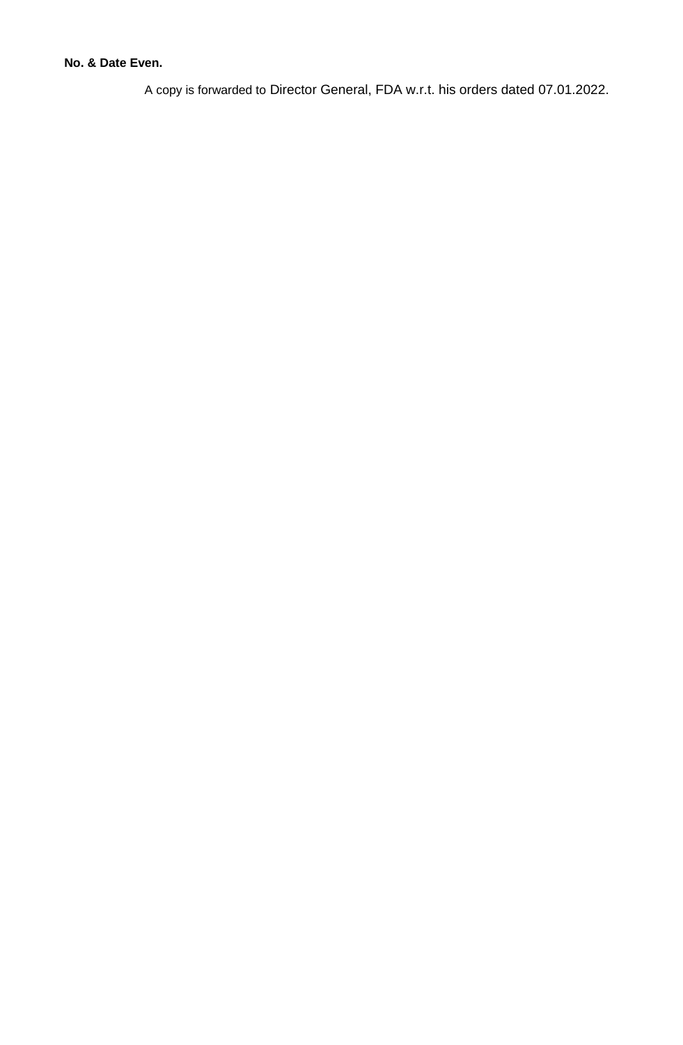**No. & Date Even.**

A copy is forwarded to Director General, FDA w.r.t. his orders dated 07.01.2022.